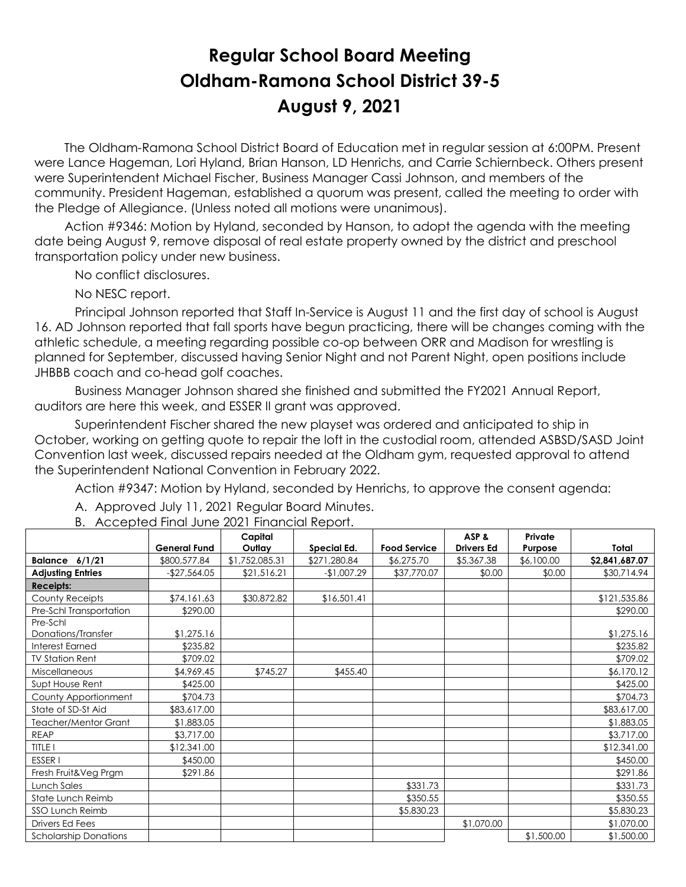# Regular School Board Meeting
# Oldham-Ramona School District 39-5
# August 9, 2021

The Oldham-Ramona School District Board of Education met in regular session at 6:00PM. Present were Lance Hageman, Lori Hyland, Brian Hanson, LD Henrichs, and Carrie Schiernbeck. Others present were Superintendent Michael Fischer, Business Manager Cassi Johnson, and members of the community. President Hageman, established a quorum was present, called the meeting to order with the Pledge of Allegiance. (Unless noted all motions were unanimous).

Action #9346: Motion by Hyland, seconded by Hanson, to adopt the agenda with the meeting date being August 9, remove disposal of real estate property owned by the district and preschool transportation policy under new business.

No conflict disclosures.

No NESC report.

Principal Johnson reported that Staff In-Service is August 11 and the first day of school is August 16. AD Johnson reported that fall sports have begun practicing, there will be changes coming with the athletic schedule, a meeting regarding possible co-op between ORR and Madison for wrestling is planned for September, discussed having Senior Night and not Parent Night, open positions include JHBBB coach and co-head golf coaches.

Business Manager Johnson shared she finished and submitted the FY2021 Annual Report, auditors are here this week, and ESSER II grant was approved.

Superintendent Fischer shared the new playset was ordered and anticipated to ship in October, working on getting quote to repair the loft in the custodial room, attended ASBSD/SASD Joint Convention last week, discussed repairs needed at the Oldham gym, requested approval to attend the Superintendent National Convention in February 2022.

Action #9347: Motion by Hyland, seconded by Henrichs, to approve the consent agenda:

A. Approved July 11, 2021 Regular Board Minutes.

B. Accepted Final June 2021 Financial Report.

| | General Fund | Capital Outlay | Special Ed. | Food Service | ASP & Drivers Ed | Private Purpose | Total |
|---|---|---|---|---|---|---|---|
| **Balance 6/1/21** | $800,577.84 | $1,752,085.31 | $271,280.84 | $6,275.70 | $5,367.38 | $6,100.00 | **$2,841,687.07** |
| **Adjusting Entries** | -$27,564.05 | $21,516.21 | -$1,007.29 | $37,770.07 | $0.00 | $0.00 | $30,714.94 |
| **Receipts:** | | | | | | | |
| County Receipts | $74,161.63 | $30,872.82 | $16,501.41 | | | | $121,535.86 |
| Pre-Schl Transportation | $290.00 | | | | | | $290.00 |
| Pre-Schl Donations/Transfer | $1,275.16 | | | | | | $1,275.16 |
| Interest Earned | $235.82 | | | | | | $235.82 |
| TV Station Rent | $709.02 | | | | | | $709.02 |
| Miscellaneous | $4,969.45 | $745.27 | $455.40 | | | | $6,170.12 |
| Supt House Rent | $425.00 | | | | | | $425.00 |
| County Apportionment | $704.73 | | | | | | $704.73 |
| State of SD-St Aid | $83,617.00 | | | | | | $83,617.00 |
| Teacher/Mentor Grant | $1,883.05 | | | | | | $1,883.05 |
| REAP | $3,717.00 | | | | | | $3,717.00 |
| TITLE I | $12,341.00 | | | | | | $12,341.00 |
| ESSER I | $450.00 | | | | | | $450.00 |
| Fresh Fruit&Veg Prgm | $291.86 | | | | | | $291.86 |
| Lunch Sales | | | | $331.73 | | | $331.73 |
| State Lunch Reimb | | | | $350.55 | | | $350.55 |
| SSO Lunch Reimb | | | | $5,830.23 | | | $5,830.23 |
| Drivers Ed Fees | | | | | $1,070.00 | | $1,070.00 |
| Scholarship Donations | | | | | | $1,500.00 | $1,500.00 |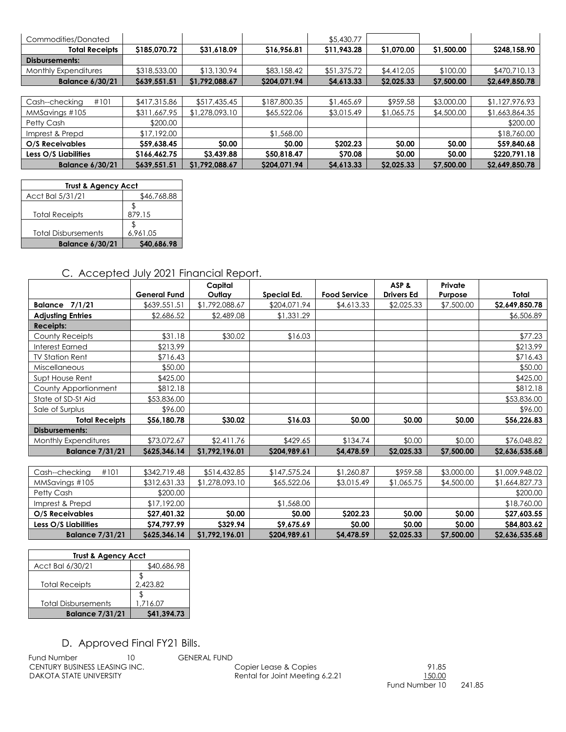| | | | | | | | |
|---|---|---|---|---|---|---|---|
| Commodities/Donated | | | | $5,430.77 | | | |
| **Total Receipts** | **$185,070.72** | **$31,618.09** | **$16,956.81** | **$11,943.28** | **$1,070.00** | **$1,500.00** | **$248,158.90** |
| **Disbursements:** | | | | | | | |
| Monthly Expenditures | $318,533.00 | $13,130.94 | $83,158.42 | $51,375.72 | $4,412.05 | $100.00 | $470,710.13 |
| **Balance 6/30/21** | **$639,551.51** | **$1,792,088.67** | **$204,071.94** | **$4,613.33** | **$2,025.33** | **$7,500.00** | **$2,649,850.78** |

| | | | | | | | |
|---|---|---|---|---|---|---|---|
| Cash--checking #101 | $417,315.86 | $517,435.45 | $187,800.35 | $1,465.69 | $959.58 | $3,000.00 | $1,127,976.93 |
| MMSavings #105 | $311,667.95 | $1,278,093.10 | $65,522.06 | $3,015.49 | $1,065.75 | $4,500.00 | $1,663,864.35 |
| Petty Cash | $200.00 | | | | | | $200.00 |
| Imprest & Prepd | $17,192.00 | | $1,568.00 | | | | $18,760.00 |
| **O/S Receivables** | **$59,638.45** | **$0.00** | **$0.00** | **$202.23** | **$0.00** | **$0.00** | **$59,840.68** |
| **Less O/S Liabilities** | **$166,462.75** | **$3,439.88** | **$50,818.47** | **$70.08** | **$0.00** | **$0.00** | **$220,791.18** |
| **Balance 6/30/21** | **$639,551.51** | **$1,792,088.67** | **$204,071.94** | **$4,613.33** | **$2,025.33** | **$7,500.00** | **$2,649,850.78** |

| **Trust & Agency Acct** | |
|---|---|
| Acct Bal 5/31/21 | $46,768.88 |
| Total Receipts | $ 879.15 |
| Total Disbursements | $ 6,961.05 |
| **Balance 6/30/21** | **$40,686.98** |

## C. Accepted July 2021 Financial Report.

| | General Fund | Capital Outlay | Special Ed. | Food Service | ASP & Drivers Ed | Private Purpose | Total |
|---|---|---|---|---|---|---|---|
| **Balance 7/1/21** | $639,551.51 | $1,792,088.67 | $204,071.94 | $4,613.33 | $2,025.33 | $7,500.00 | **$2,649,850.78** |
| **Adjusting Entries** | $2,686.52 | $2,489.08 | $1,331.29 | | | | $6,506.89 |
| **Receipts:** | | | | | | | |
| County Receipts | $31.18 | $30.02 | $16.03 | | | | $77.23 |
| Interest Earned | $213.99 | | | | | | $213.99 |
| TV Station Rent | $716.43 | | | | | | $716.43 |
| Miscellaneous | $50.00 | | | | | | $50.00 |
| Supt House Rent | $425.00 | | | | | | $425.00 |
| County Apportionment | $812.18 | | | | | | $812.18 |
| State of SD-St Aid | $53,836.00 | | | | | | $53,836.00 |
| Sale of Surplus | $96.00 | | | | | | $96.00 |
| **Total Receipts** | **$56,180.78** | **$30.02** | **$16.03** | **$0.00** | **$0.00** | **$0.00** | **$56,226.83** |
| **Disbursements:** | | | | | | | |
| Monthly Expenditures | $73,072.67 | $2,411.76 | $429.65 | $134.74 | $0.00 | $0.00 | $76,048.82 |
| **Balance 7/31/21** | **$625,346.14** | **$1,792,196.01** | **$204,989.61** | **$4,478.59** | **$2,025.33** | **$7,500.00** | **$2,636,535.68** |

| | | | | | | | |
|---|---|---|---|---|---|---|---|
| Cash--checking #101 | $342,719.48 | $514,432.85 | $147,575.24 | $1,260.87 | $959.58 | $3,000.00 | $1,009,948.02 |
| MMSavings #105 | $312,631.33 | $1,278,093.10 | $65,522.06 | $3,015.49 | $1,065.75 | $4,500.00 | $1,664,827.73 |
| Petty Cash | $200.00 | | | | | | $200.00 |
| Imprest & Prepd | $17,192.00 | | $1,568.00 | | | | $18,760.00 |
| **O/S Receivables** | **$27,401.32** | **$0.00** | **$0.00** | **$202.23** | **$0.00** | **$0.00** | **$27,603.55** |
| **Less O/S Liabilities** | **$74,797.99** | **$329.94** | **$9,675.69** | **$0.00** | **$0.00** | **$0.00** | **$84,803.62** |
| **Balance 7/31/21** | **$625,346.14** | **$1,792,196.01** | **$204,989.61** | **$4,478.59** | **$2,025.33** | **$7,500.00** | **$2,636,535.68** |

| **Trust & Agency Acct** | |
|---|---|
| Acct Bal 6/30/21 | $40,686.98 |
| Total Receipts | $ 2,423.82 |
| Total Disbursements | $ 1,716.07 |
| **Balance 7/31/21** | **$41,394.73** |

## D. Approved Final FY21 Bills.

| | | | |
|---|---|---|---|
| Fund Number 10 | GENERAL FUND | | |
| CENTURY BUSINESS LEASING INC. | Copier Lease & Copies | 91.85 | |
| DAKOTA STATE UNIVERSITY | Rental for Joint Meeting 6.2.21 | 150.00 | |
| | | Fund Number 10 | 241.85 |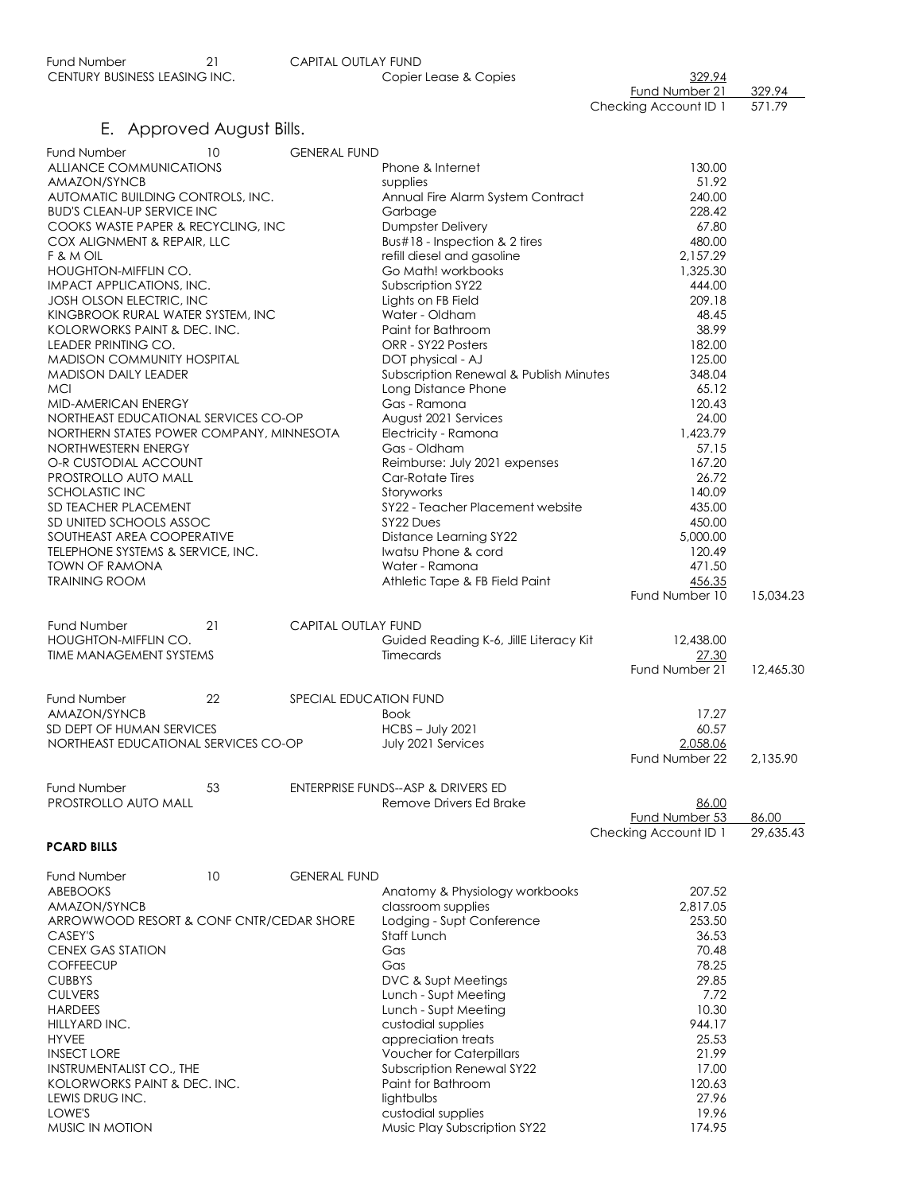Fund Number 21 CAPITAL OUTLAY FUND

| | | | |
|---|---|---|---|
| CENTURY BUSINESS LEASING INC. | Copier Lease & Copies | 329.94 | |
| | | Fund Number 21 | 329.94 |
| | | Checking Account ID 1 | 571.79 |

## E. Approved August Bills.

Fund Number 10 GENERAL FUND

| | | | |
|---|---|---|---|
| ALLIANCE COMMUNICATIONS | Phone & Internet | 130.00 | |
| AMAZON/SYNCB | supplies | 51.92 | |
| AUTOMATIC BUILDING CONTROLS, INC. | Annual Fire Alarm System Contract | 240.00 | |
| BUD'S CLEAN-UP SERVICE INC | Garbage | 228.42 | |
| COOKS WASTE PAPER & RECYCLING, INC | Dumpster Delivery | 67.80 | |
| COX ALIGNMENT & REPAIR, LLC | Bus#18 - Inspection & 2 tires | 480.00 | |
| F & M OIL | refill diesel and gasoline | 2,157.29 | |
| HOUGHTON-MIFFLIN CO. | Go Math! workbooks | 1,325.30 | |
| IMPACT APPLICATIONS, INC. | Subscription SY22 | 444.00 | |
| JOSH OLSON ELECTRIC, INC | Lights on FB Field | 209.18 | |
| KINGBROOK RURAL WATER SYSTEM, INC | Water - Oldham | 48.45 | |
| KOLORWORKS PAINT & DEC. INC. | Paint for Bathroom | 38.99 | |
| LEADER PRINTING CO. | ORR - SY22 Posters | 182.00 | |
| MADISON COMMUNITY HOSPITAL | DOT physical - AJ | 125.00 | |
| MADISON DAILY LEADER | Subscription Renewal & Publish Minutes | 348.04 | |
| MCI | Long Distance Phone | 65.12 | |
| MID-AMERICAN ENERGY | Gas - Ramona | 120.43 | |
| NORTHEAST EDUCATIONAL SERVICES CO-OP | August 2021 Services | 24.00 | |
| NORTHERN STATES POWER COMPANY, MINNESOTA | Electricity - Ramona | 1,423.79 | |
| NORTHWESTERN ENERGY | Gas - Oldham | 57.15 | |
| O-R CUSTODIAL ACCOUNT | Reimburse: July 2021 expenses | 167.20 | |
| PROSTROLLO AUTO MALL | Car-Rotate Tires | 26.72 | |
| SCHOLASTIC INC | Storyworks | 140.09 | |
| SD TEACHER PLACEMENT | SY22 - Teacher Placement website | 435.00 | |
| SD UNITED SCHOOLS ASSOC | SY22 Dues | 450.00 | |
| SOUTHEAST AREA COOPERATIVE | Distance Learning SY22 | 5,000.00 | |
| TELEPHONE SYSTEMS & SERVICE, INC. | Iwatsu Phone & cord | 120.49 | |
| TOWN OF RAMONA | Water - Ramona | 471.50 | |
| TRAINING ROOM | Athletic Tape & FB Field Paint | 456.35 | |
| | | Fund Number 10 | 15,034.23 |

Fund Number 21 CAPITAL OUTLAY FUND

| | | | |
|---|---|---|---|
| HOUGHTON-MIFFLIN CO. | Guided Reading K-6, JillE Literacy Kit | 12,438.00 | |
| TIME MANAGEMENT SYSTEMS | Timecards | 27.30 | |
| | | Fund Number 21 | 12,465.30 |

Fund Number 22 SPECIAL EDUCATION FUND

| | | | |
|---|---|---|---|
| AMAZON/SYNCB | Book | 17.27 | |
| SD DEPT OF HUMAN SERVICES | HCBS – July 2021 | 60.57 | |
| NORTHEAST EDUCATIONAL SERVICES CO-OP | July 2021 Services | 2,058.06 | |
| | | Fund Number 22 | 2,135.90 |

Fund Number 53 ENTERPRISE FUNDS--ASP & DRIVERS ED

| | | | |
|---|---|---|---|
| PROSTROLLO AUTO MALL | Remove Drivers Ed Brake | 86.00 | |
| | | Fund Number 53 | 86.00 |
| | | Checking Account ID 1 | 29,635.43 |

**PCARD BILLS**

Fund Number 10 GENERAL FUND

| | | |
|---|---|---|
| ABEBOOKS | Anatomy & Physiology workbooks | 207.52 |
| AMAZON/SYNCB | classroom supplies | 2,817.05 |
| ARROWWOOD RESORT & CONF CNTR/CEDAR SHORE | Lodging - Supt Conference | 253.50 |
| CASEY'S | Staff Lunch | 36.53 |
| CENEX GAS STATION | Gas | 70.48 |
| COFFEECUP | Gas | 78.25 |
| CUBBYS | DVC & Supt Meetings | 29.85 |
| CULVERS | Lunch - Supt Meeting | 7.72 |
| HARDEES | Lunch - Supt Meeting | 10.30 |
| HILLYARD INC. | custodial supplies | 944.17 |
| HYVEE | appreciation treats | 25.53 |
| INSECT LORE | Voucher for Caterpillars | 21.99 |
| INSTRUMENTALIST CO., THE | Subscription Renewal SY22 | 17.00 |
| KOLORWORKS PAINT & DEC. INC. | Paint for Bathroom | 120.63 |
| LEWIS DRUG INC. | lightbulbs | 27.96 |
| LOWE'S | custodial supplies | 19.96 |
| MUSIC IN MOTION | Music Play Subscription SY22 | 174.95 |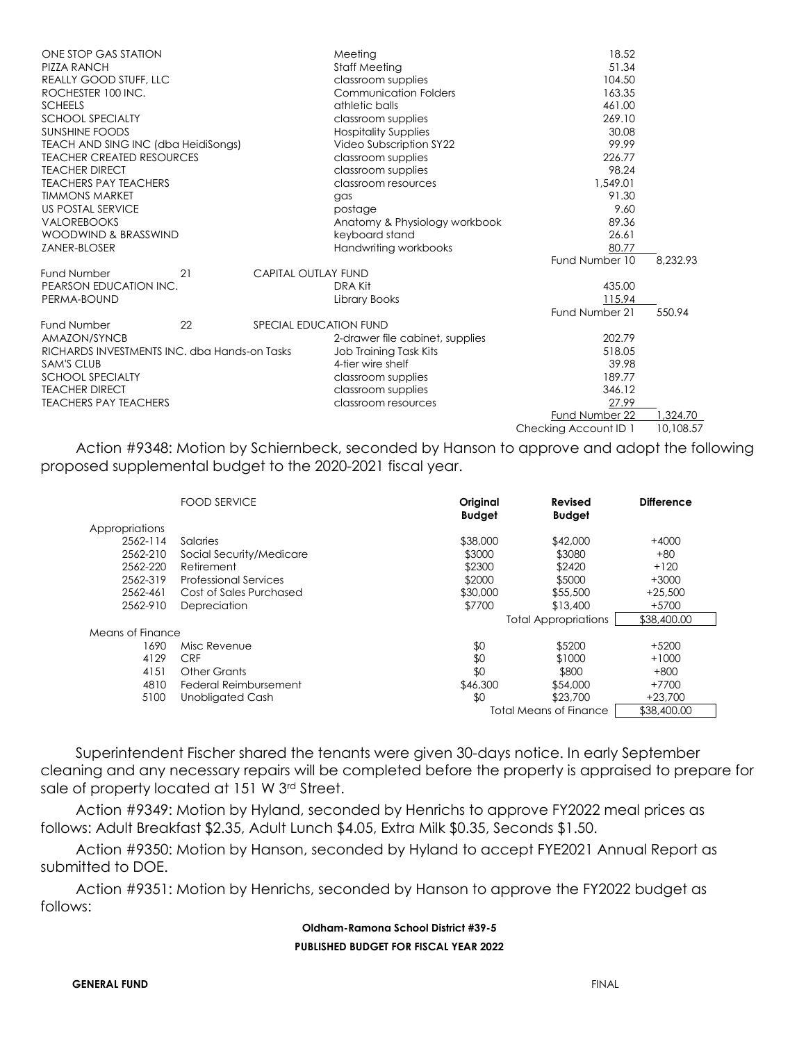| | | | | |
|---|---|---|---|---|
| ONE STOP GAS STATION | | Meeting | 18.52 | |
| PIZZA RANCH | | Staff Meeting | 51.34 | |
| REALLY GOOD STUFF, LLC | | classroom supplies | 104.50 | |
| ROCHESTER 100 INC. | | Communication Folders | 163.35 | |
| SCHEELS | | athletic balls | 461.00 | |
| SCHOOL SPECIALTY | | classroom supplies | 269.10 | |
| SUNSHINE FOODS | | Hospitality Supplies | 30.08 | |
| TEACH AND SING INC (dba HeidiSongs) | | Video Subscription SY22 | 99.99 | |
| TEACHER CREATED RESOURCES | | classroom supplies | 226.77 | |
| TEACHER DIRECT | | classroom supplies | 98.24 | |
| TEACHERS PAY TEACHERS | | classroom resources | 1,549.01 | |
| TIMMONS MARKET | | gas | 91.30 | |
| US POSTAL SERVICE | | postage | 9.60 | |
| VALOREBOOKS | | Anatomy & Physiology workbook | 89.36 | |
| WOODWIND & BRASSWIND | | keyboard stand | 26.61 | |
| ZANER-BLOSER | | Handwriting workbooks | 80.77 | |
| | | | Fund Number 10 | 8,232.93 |
| Fund Number | 21 | CAPITAL OUTLAY FUND | | |
| PEARSON EDUCATION INC. | | DRA Kit | 435.00 | |
| PERMA-BOUND | | Library Books | 115.94 | |
| | | | Fund Number 21 | 550.94 |
| Fund Number | 22 | SPECIAL EDUCATION FUND | | |
| AMAZON/SYNCB | | 2-drawer file cabinet, supplies | 202.79 | |
| RICHARDS INVESTMENTS INC. dba Hands-on Tasks | | Job Training Task Kits | 518.05 | |
| SAM'S CLUB | | 4-tier wire shelf | 39.98 | |
| SCHOOL SPECIALTY | | classroom supplies | 189.77 | |
| TEACHER DIRECT | | classroom supplies | 346.12 | |
| TEACHERS PAY TEACHERS | | classroom resources | 27.99 | |
| | | | Fund Number 22 | 1,324.70 |
| | | | Checking Account ID 1 | 10,108.57 |

Action #9348: Motion by Schiernbeck, seconded by Hanson to approve and adopt the following proposed supplemental budget to the 2020-2021 fiscal year.

| | FOOD SERVICE | Original Budget | Revised Budget | Difference |
|---|---|---|---|---|
| Appropriations | | | | |
| 2562-114 | Salaries | $38,000 | $42,000 | +4000 |
| 2562-210 | Social Security/Medicare | $3000 | $3080 | +80 |
| 2562-220 | Retirement | $2300 | $2420 | +120 |
| 2562-319 | Professional Services | $2000 | $5000 | +3000 |
| 2562-461 | Cost of Sales Purchased | $30,000 | $55,500 | +25,500 |
| 2562-910 | Depreciation | $7700 | $13,400 | +5700 |
| | | | Total Appropriations | $38,400.00 |
| Means of Finance | | | | |
| 1690 | Misc Revenue | $0 | $5200 | +5200 |
| 4129 | CRF | $0 | $1000 | +1000 |
| 4151 | Other Grants | $0 | $800 | +800 |
| 4810 | Federal Reimbursement | $46,300 | $54,000 | +7700 |
| 5100 | Unobligated Cash | $0 | $23,700 | +23,700 |
| | | | Total Means of Finance | $38,400.00 |

Superintendent Fischer shared the tenants were given 30-days notice. In early September cleaning and any necessary repairs will be completed before the property is appraised to prepare for sale of property located at 151 W 3rd Street.

Action #9349: Motion by Hyland, seconded by Henrichs to approve FY2022 meal prices as follows: Adult Breakfast $2.35, Adult Lunch $4.05, Extra Milk $0.35, Seconds $1.50.

Action #9350: Motion by Hanson, seconded by Hyland to accept FYE2021 Annual Report as submitted to DOE.

Action #9351: Motion by Henrichs, seconded by Hanson to approve the FY2022 budget as follows:

**Oldham-Ramona School District #39-5**

**PUBLISHED BUDGET FOR FISCAL YEAR 2022**

**GENERAL FUND** FINAL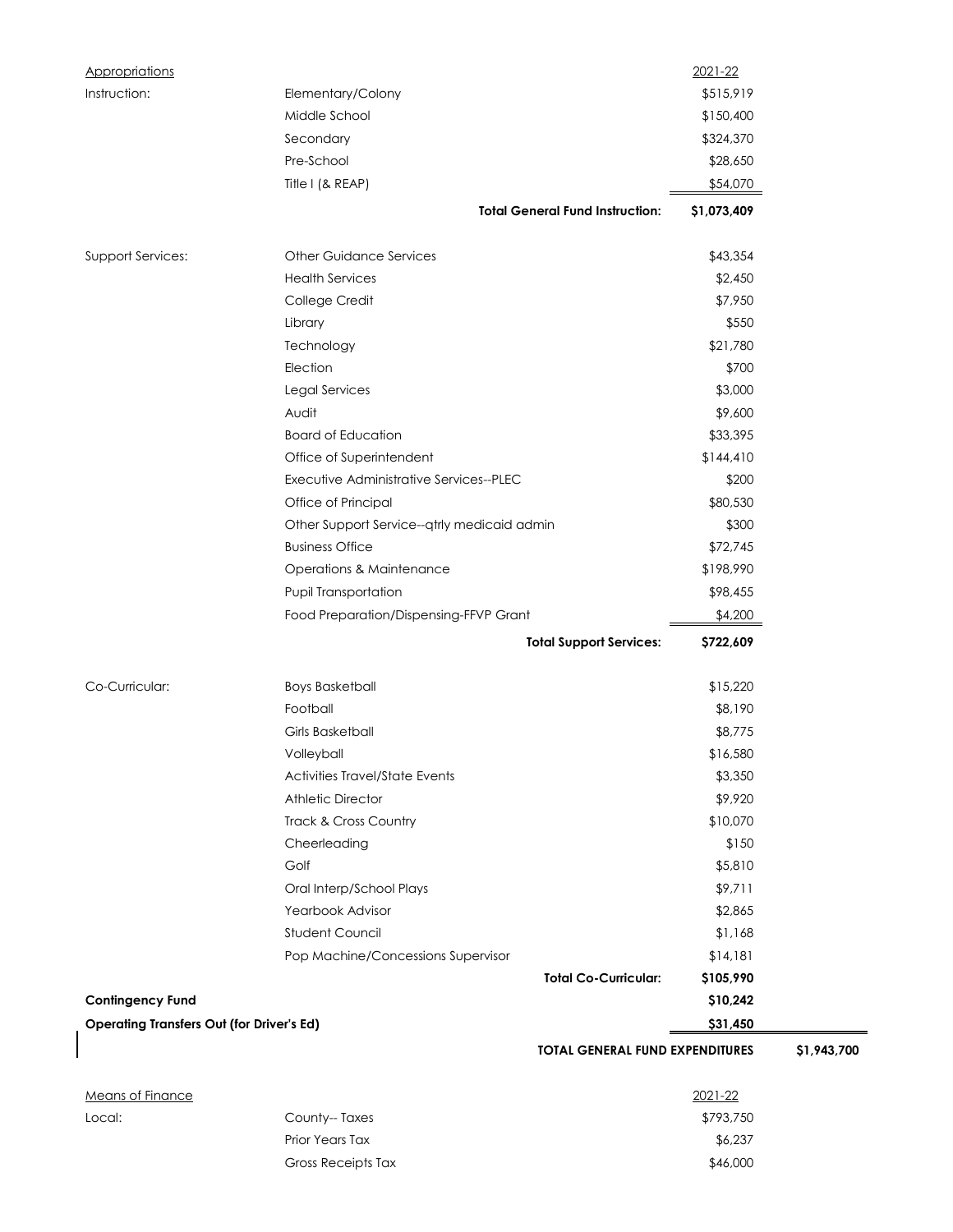| Appropriations | | | 2021-22 | |
|---|---|---|---|---|
| Instruction: | Elementary/Colony | | $515,919 | |
| | Middle School | | $150,400 | |
| | Secondary | | $324,370 | |
| | Pre-School | | $28,650 | |
| | Title I (& REAP) | | $54,070 | |
| | | **Total General Fund Instruction:** | **$1,073,409** | |
| Support Services: | Other Guidance Services | | $43,354 | |
| | Health Services | | $2,450 | |
| | College Credit | | $7,950 | |
| | Library | | $550 | |
| | Technology | | $21,780 | |
| | Election | | $700 | |
| | Legal Services | | $3,000 | |
| | Audit | | $9,600 | |
| | Board of Education | | $33,395 | |
| | Office of Superintendent | | $144,410 | |
| | Executive Administrative Services--PLEC | | $200 | |
| | Office of Principal | | $80,530 | |
| | Other Support Service--qtrly medicaid admin | | $300 | |
| | Business Office | | $72,745 | |
| | Operations & Maintenance | | $198,990 | |
| | Pupil Transportation | | $98,455 | |
| | Food Preparation/Dispensing-FFVP Grant | | $4,200 | |
| | | **Total Support Services:** | **$722,609** | |
| Co-Curricular: | Boys Basketball | | $15,220 | |
| | Football | | $8,190 | |
| | Girls Basketball | | $8,775 | |
| | Volleyball | | $16,580 | |
| | Activities Travel/State Events | | $3,350 | |
| | Athletic Director | | $9,920 | |
| | Track & Cross Country | | $10,070 | |
| | Cheerleading | | $150 | |
| | Golf | | $5,810 | |
| | Oral Interp/School Plays | | $9,711 | |
| | Yearbook Advisor | | $2,865 | |
| | Student Council | | $1,168 | |
| | Pop Machine/Concessions Supervisor | | $14,181 | |
| | | **Total Co-Curricular:** | **$105,990** | |
| **Contingency Fund** | | | **$10,242** | |
| **Operating Transfers Out (for Driver's Ed)** | | | **$31,450** | |
| | | **TOTAL GENERAL FUND EXPENDITURES** | | **$1,943,700** |

| Means of Finance | | 2021-22 |
|---|---|---|
| Local: | County-- Taxes | $793,750 |
| | Prior Years Tax | $6,237 |
| | Gross Receipts Tax | $46,000 |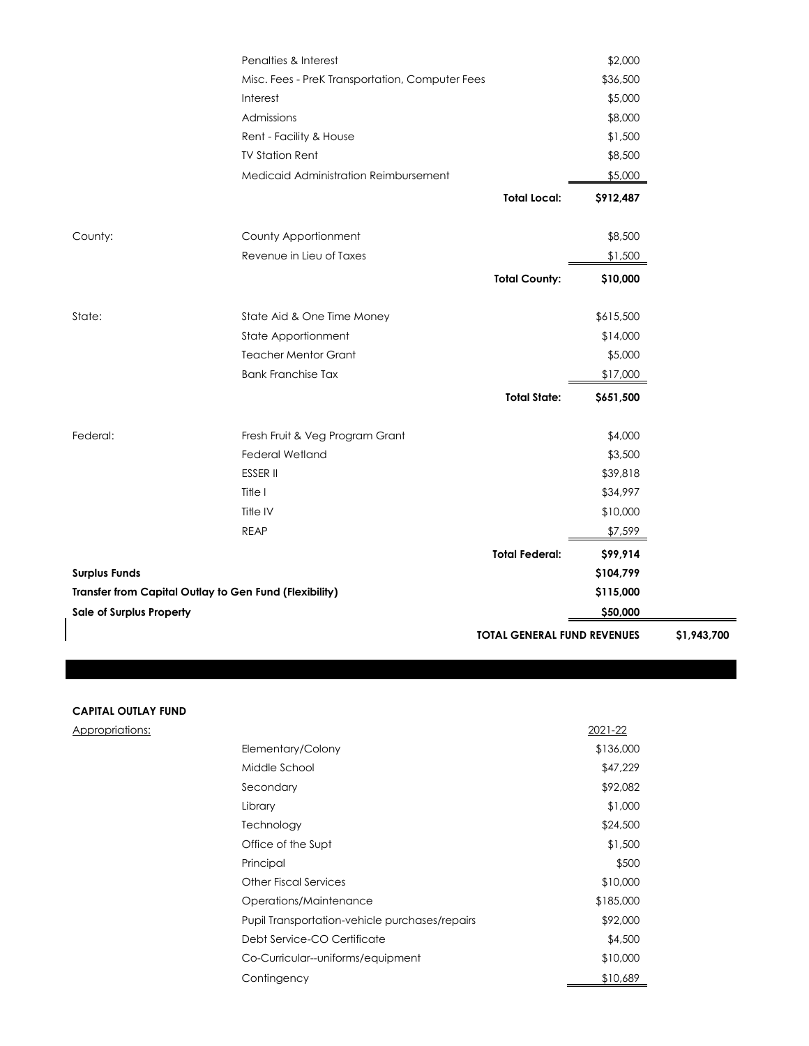| | | | |
|---|---|---|---|
| | Penalties & Interest | $2,000 | |
| | Misc. Fees - PreK Transportation, Computer Fees | $36,500 | |
| | Interest | $5,000 | |
| | Admissions | $8,000 | |
| | Rent - Facility & House | $1,500 | |
| | TV Station Rent | $8,500 | |
| | Medicaid Administration Reimbursement | $5,000 | |
| | **Total Local:** | **$912,487** | |
| County: | County Apportionment | $8,500 | |
| | Revenue in Lieu of Taxes | $1,500 | |
| | **Total County:** | **$10,000** | |
| State: | State Aid & One Time Money | $615,500 | |
| | State Apportionment | $14,000 | |
| | Teacher Mentor Grant | $5,000 | |
| | Bank Franchise Tax | $17,000 | |
| | **Total State:** | **$651,500** | |
| Federal: | Fresh Fruit & Veg Program Grant | $4,000 | |
| | Federal Wetland | $3,500 | |
| | ESSER II | $39,818 | |
| | Title I | $34,997 | |
| | Title IV | $10,000 | |
| | REAP | $7,599 | |
| | **Total Federal:** | **$99,914** | |
| **Surplus Funds** | | **$104,799** | |
| **Transfer from Capital Outlay to Gen Fund (Flexibility)** | | **$115,000** | |
| **Sale of Surplus Property** | | **$50,000** | |
| | **TOTAL GENERAL FUND REVENUES** | | **$1,943,700** |

**CAPITAL OUTLAY FUND**

| Appropriations: | | 2021-22 |
|---|---|---|
| | Elementary/Colony | $136,000 |
| | Middle School | $47,229 |
| | Secondary | $92,082 |
| | Library | $1,000 |
| | Technology | $24,500 |
| | Office of the Supt | $1,500 |
| | Principal | $500 |
| | Other Fiscal Services | $10,000 |
| | Operations/Maintenance | $185,000 |
| | Pupil Transportation-vehicle purchases/repairs | $92,000 |
| | Debt Service-CO Certificate | $4,500 |
| | Co-Curricular--uniforms/equipment | $10,000 |
| | Contingency | $10,689 |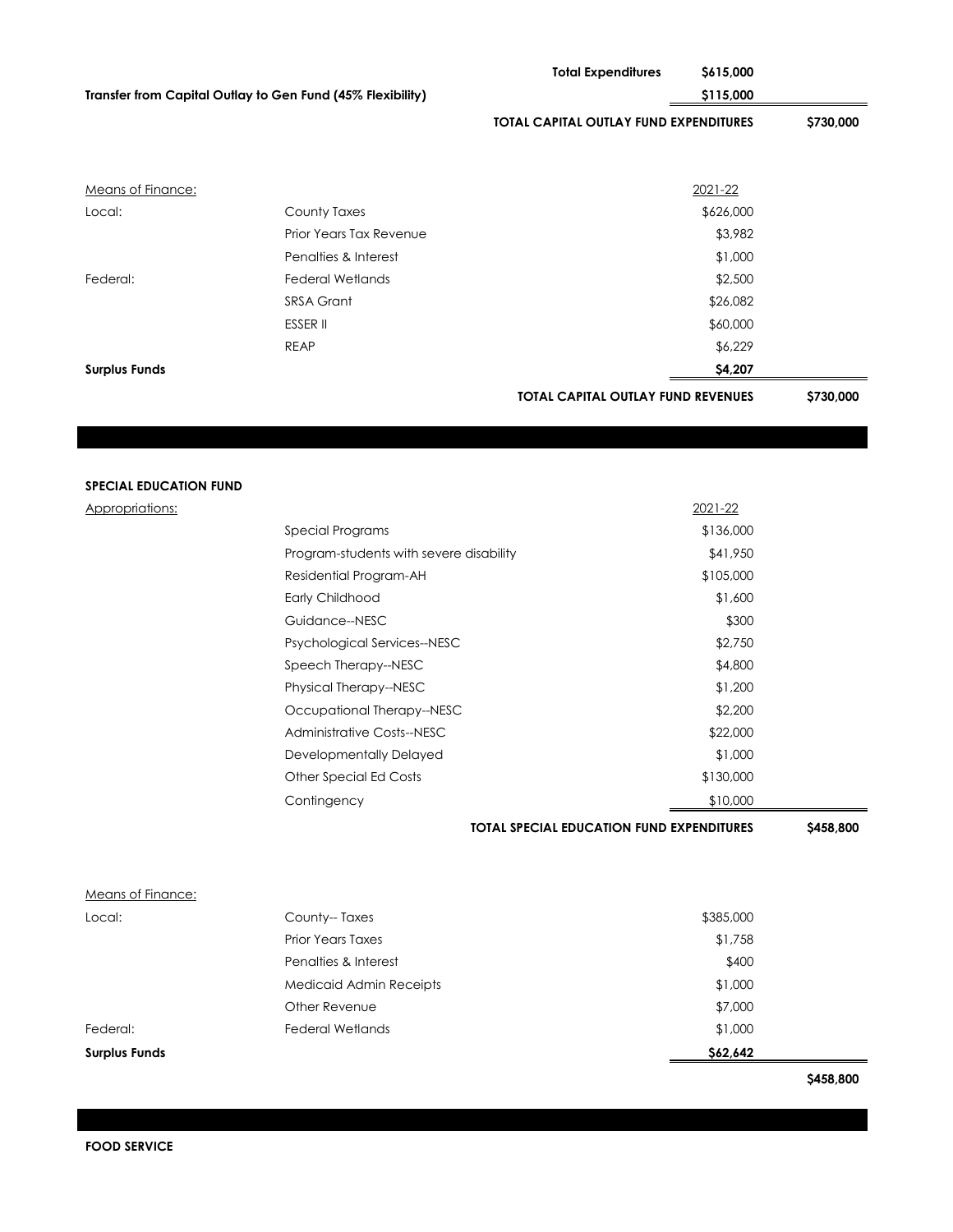| | | | |
|---|---|---|---|
| | **Total Expenditures** | **$615,000** | |
| **Transfer from Capital Outlay to Gen Fund (45% Flexibility)** | | **$115,000** | |
| | **TOTAL CAPITAL OUTLAY FUND EXPENDITURES** | | **$730,000** |

| Means of Finance: | | 2021-22 | |
|---|---|---|---|
| Local: | County Taxes | $626,000 | |
| | Prior Years Tax Revenue | $3,982 | |
| | Penalties & Interest | $1,000 | |
| Federal: | Federal Wetlands | $2,500 | |
| | SRSA Grant | $26,082 | |
| | ESSER II | $60,000 | |
| | REAP | $6,229 | |
| **Surplus Funds** | | **$4,207** | |
| | **TOTAL CAPITAL OUTLAY FUND REVENUES** | | **$730,000** |

**SPECIAL EDUCATION FUND**

| Appropriations: | | 2021-22 | |
|---|---|---|---|
| | Special Programs | $136,000 | |
| | Program-students with severe disability | $41,950 | |
| | Residential Program-AH | $105,000 | |
| | Early Childhood | $1,600 | |
| | Guidance--NESC | $300 | |
| | Psychological Services--NESC | $2,750 | |
| | Speech Therapy--NESC | $4,800 | |
| | Physical Therapy--NESC | $1,200 | |
| | Occupational Therapy--NESC | $2,200 | |
| | Administrative Costs--NESC | $22,000 | |
| | Developmentally Delayed | $1,000 | |
| | Other Special Ed Costs | $130,000 | |
| | Contingency | $10,000 | |
| | **TOTAL SPECIAL EDUCATION FUND EXPENDITURES** | | **$458,800** |

| Means of Finance: | | | |
|---|---|---|---|
| Local: | County-- Taxes | $385,000 | |
| | Prior Years Taxes | $1,758 | |
| | Penalties & Interest | $400 | |
| | Medicaid Admin Receipts | $1,000 | |
| | Other Revenue | $7,000 | |
| Federal: | Federal Wetlands | $1,000 | |
| **Surplus Funds** | | **$62,642** | |
| | | | **$458,800** |

**FOOD SERVICE**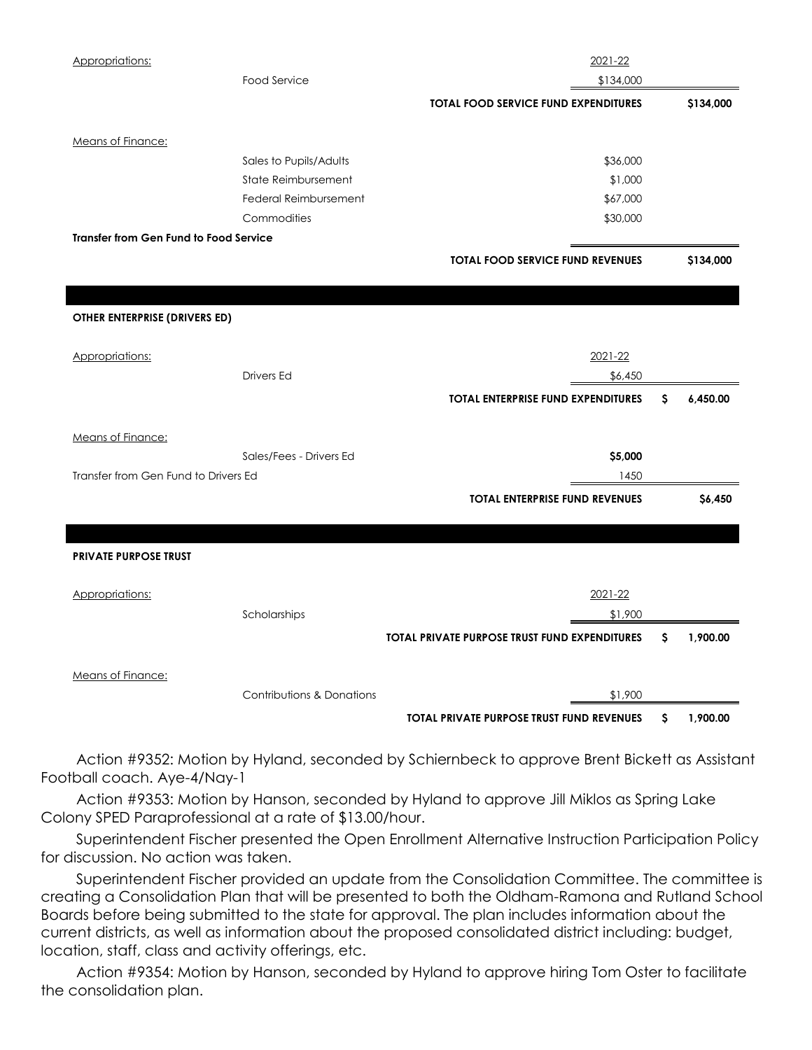| Appropriations: | | | 2021-22 | |
|---|---|---|---|---|
| | Food Service | | $134,000 | |
| | | **TOTAL FOOD SERVICE FUND EXPENDITURES** | | **$134,000** |
| Means of Finance: | | | | |
| | Sales to Pupils/Adults | | $36,000 | |
| | State Reimbursement | | $1,000 | |
| | Federal Reimbursement | | $67,000 | |
| | Commodities | | $30,000 | |
| **Transfer from Gen Fund to Food Service** | | | | |
| | | **TOTAL FOOD SERVICE FUND REVENUES** | | **$134,000** |

**OTHER ENTERPRISE (DRIVERS ED)**

| Appropriations: | | | 2021-22 | |
|---|---|---|---|---|
| | Drivers Ed | | $6,450 | |
| | | **TOTAL ENTERPRISE FUND EXPENDITURES** | | **$ 6,450.00** |
| Means of Finance: | | | | |
| | Sales/Fees - Drivers Ed | | **$5,000** | |
| Transfer from Gen Fund to Drivers Ed | | | 1450 | |
| | | **TOTAL ENTERPRISE FUND REVENUES** | | **$6,450** |

**PRIVATE PURPOSE TRUST**

| Appropriations: | | | 2021-22 | |
|---|---|---|---|---|
| | Scholarships | | $1,900 | |
| | | **TOTAL PRIVATE PURPOSE TRUST FUND EXPENDITURES** | | **$ 1,900.00** |
| Means of Finance: | | | | |
| | Contributions & Donations | | $1,900 | |
| | | **TOTAL PRIVATE PURPOSE TRUST FUND REVENUES** | | **$ 1,900.00** |

Action #9352: Motion by Hyland, seconded by Schiernbeck to approve Brent Bickett as Assistant Football coach. Aye-4/Nay-1

Action #9353: Motion by Hanson, seconded by Hyland to approve Jill Miklos as Spring Lake Colony SPED Paraprofessional at a rate of $13.00/hour.

Superintendent Fischer presented the Open Enrollment Alternative Instruction Participation Policy for discussion. No action was taken.

Superintendent Fischer provided an update from the Consolidation Committee. The committee is creating a Consolidation Plan that will be presented to both the Oldham-Ramona and Rutland School Boards before being submitted to the state for approval. The plan includes information about the current districts, as well as information about the proposed consolidated district including: budget, location, staff, class and activity offerings, etc.

Action #9354: Motion by Hanson, seconded by Hyland to approve hiring Tom Oster to facilitate the consolidation plan.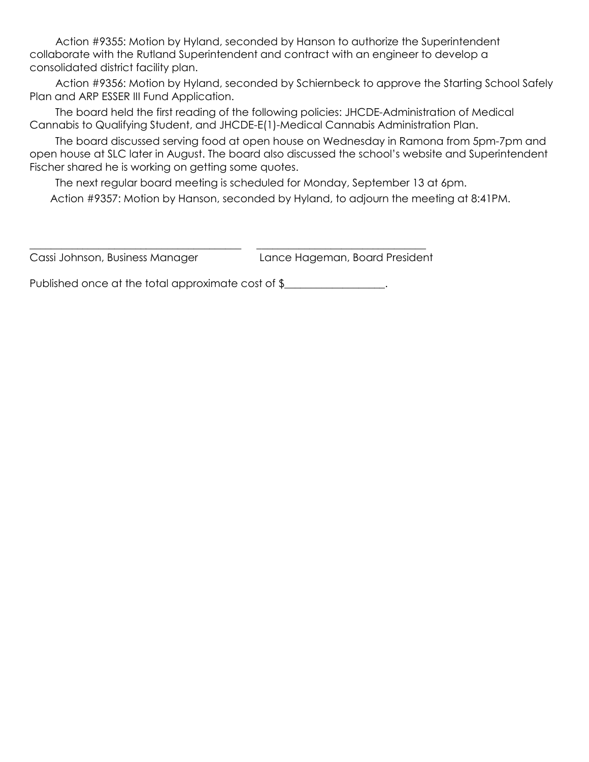Action #9355: Motion by Hyland, seconded by Hanson to authorize the Superintendent collaborate with the Rutland Superintendent and contract with an engineer to develop a consolidated district facility plan.

Action #9356: Motion by Hyland, seconded by Schiernbeck to approve the Starting School Safely Plan and ARP ESSER III Fund Application.

The board held the first reading of the following policies: JHCDE-Administration of Medical Cannabis to Qualifying Student, and JHCDE-E(1)-Medical Cannabis Administration Plan.

The board discussed serving food at open house on Wednesday in Ramona from 5pm-7pm and open house at SLC later in August. The board also discussed the school's website and Superintendent Fischer shared he is working on getting some quotes.

The next regular board meeting is scheduled for Monday, September 13 at 6pm.

Action #9357: Motion by Hanson, seconded by Hyland, to adjourn the meeting at 8:41PM.

\_\_\_\_\_\_\_\_\_\_\_\_\_\_\_\_\_\_\_\_\_\_\_\_\_\_\_\_\_\_\_\_\_\_\_\_\_\_\_\_ \_\_\_\_\_\_\_\_\_\_\_\_\_\_\_\_\_\_\_\_\_\_\_\_\_\_\_\_\_\_\_\_\_

Cassi Johnson, Business Manager     Lance Hageman, Board President

Published once at the total approximate cost of $\_\_\_\_\_\_\_\_\_\_\_\_\_\_\_\_\_\_\_.